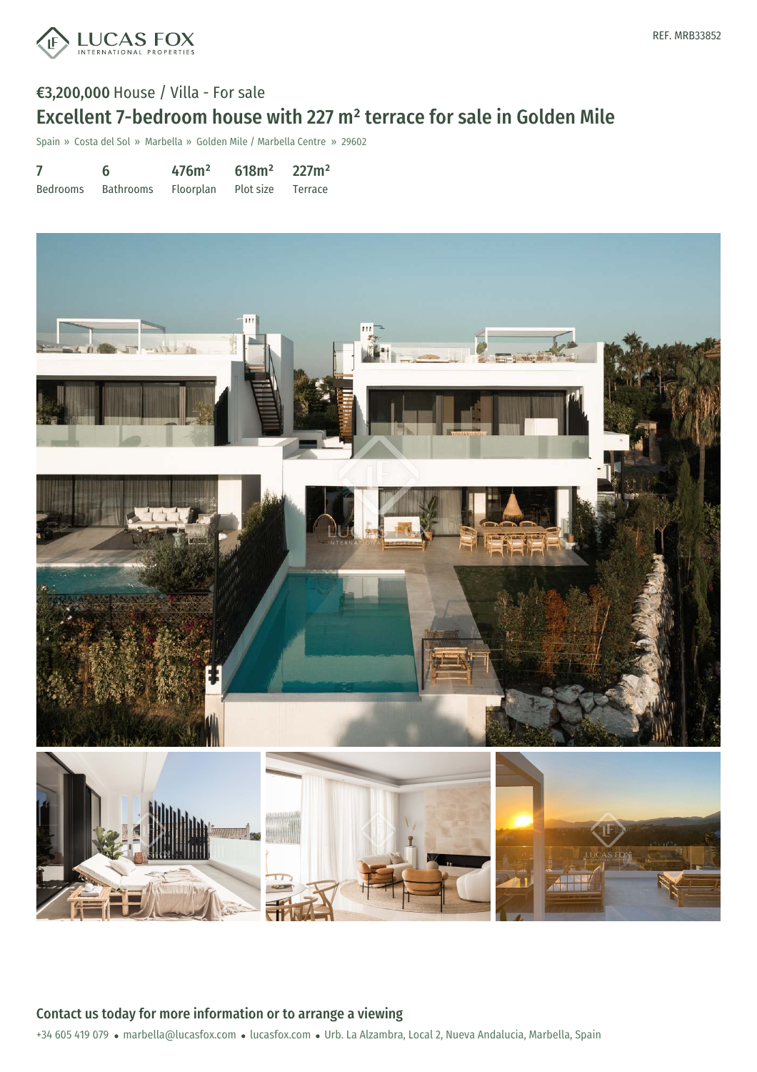LUCAS FOX INTERNATIONAL PROPERTIES

REF. MRB33852

€3,200,000 House / Villa - For sale

# Excellent 7-bedroom house with 227 m² terrace for sale in Golden Mile

Spain » Costa del Sol » Marbella » Golden Mile / Marbella Centre » 29602

| 7 | 6 | 476m² | 618m² | 227m² |
|---|---|---|---|---|
| Bedrooms | Bathrooms | Floorplan | Plot size | Terrace |

## Contact us today for more information or to arrange a viewing

+34 605 419 079 • marbella@lucasfox.com • lucasfox.com • Urb. La Alzambra, Local 2, Nueva Andalucia, Marbella, Spain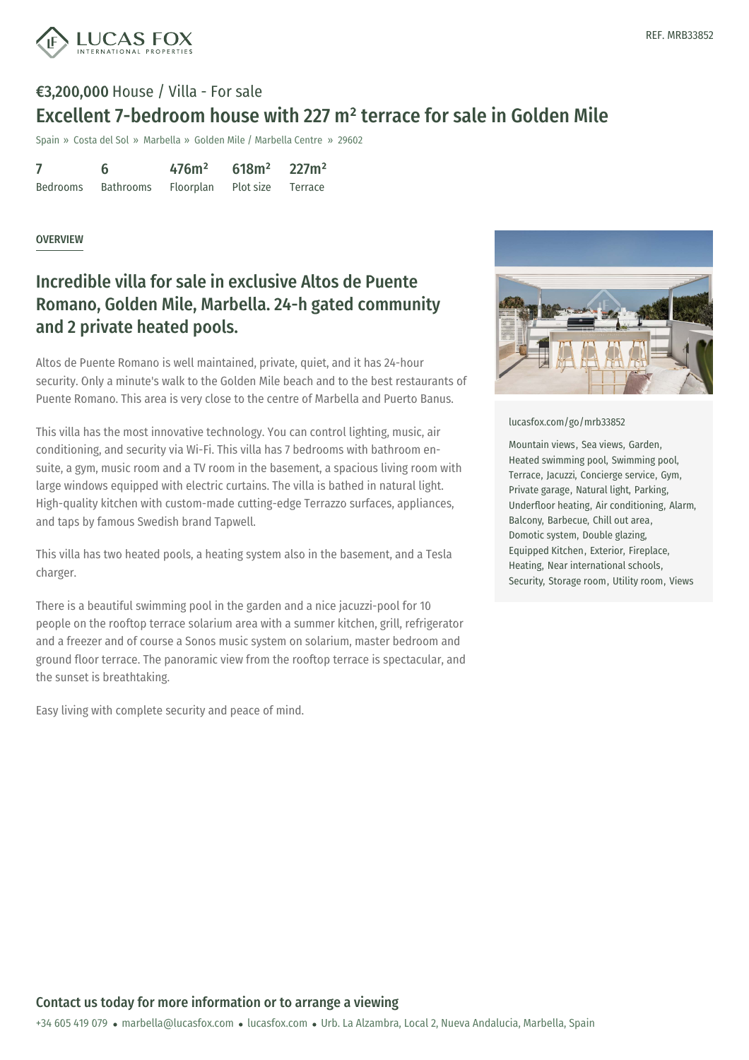REF. MRB33852

**€3,200,000** House / Villa - For sale

# Excellent 7-bedroom house with 227 m² terrace for sale in Golden Mile

Spain » Costa del Sol » Marbella » Golden Mile / Marbella Centre » 29602

| 7 | 6 | 476m² | 618m² | 227m² |
|---|---|---|---|---|
| Bedrooms | Bathrooms | Floorplan | Plot size | Terrace |

OVERVIEW

## Incredible villa for sale in exclusive Altos de Puente Romano, Golden Mile, Marbella. 24-h gated community and 2 private heated pools.

Altos de Puente Romano is well maintained, private, quiet, and it has 24-hour security. Only a minute's walk to the Golden Mile beach and to the best restaurants of Puente Romano. This area is very close to the centre of Marbella and Puerto Banus.

This villa has the most innovative technology. You can control lighting, music, air conditioning, and security via Wi-Fi. This villa has 7 bedrooms with bathroom en-suite, a gym, music room and a TV room in the basement, a spacious living room with large windows equipped with electric curtains. The villa is bathed in natural light. High-quality kitchen with custom-made cutting-edge Terrazzo surfaces, appliances, and taps by famous Swedish brand Tapwell.

This villa has two heated pools, a heating system also in the basement, and a Tesla charger.

There is a beautiful swimming pool in the garden and a nice jacuzzi-pool for 10 people on the rooftop terrace solarium area with a summer kitchen, grill, refrigerator and a freezer and of course a Sonos music system on solarium, master bedroom and ground floor terrace. The panoramic view from the rooftop terrace is spectacular, and the sunset is breathtaking.

Easy living with complete security and peace of mind.

lucasfox.com/go/mrb33852

Mountain views, Sea views, Garden, Heated swimming pool, Swimming pool, Terrace, Jacuzzi, Concierge service, Gym, Private garage, Natural light, Parking, Underfloor heating, Air conditioning, Alarm, Balcony, Barbecue, Chill out area, Domotic system, Double glazing, Equipped Kitchen, Exterior, Fireplace, Heating, Near international schools, Security, Storage room, Utility room, Views

## Contact us today for more information or to arrange a viewing

+34 605 419 079 • marbella@lucasfox.com • lucasfox.com • Urb. La Alzambra, Local 2, Nueva Andalucia, Marbella, Spain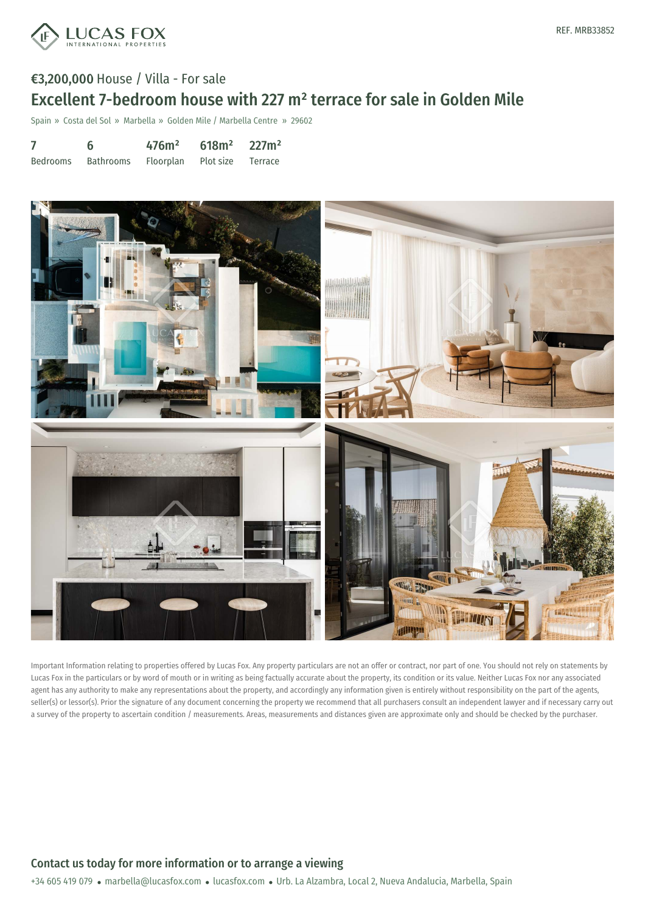REF. MRB33852

€3,200,000 House / Villa - For sale

# Excellent 7-bedroom house with 227 m² terrace for sale in Golden Mile

Spain » Costa del Sol » Marbella » Golden Mile / Marbella Centre » 29602

| 7 | 6 | 476m² | 618m² | 227m² |
|---|---|---|---|---|
| Bedrooms | Bathrooms | Floorplan | Plot size | Terrace |

Important Information relating to properties offered by Lucas Fox. Any property particulars are not an offer or contract, nor part of one. You should not rely on statements by Lucas Fox in the particulars or by word of mouth or in writing as being factually accurate about the property, its condition or its value. Neither Lucas Fox nor any associated agent has any authority to make any representations about the property, and accordingly any information given is entirely without responsibility on the part of the agents, seller(s) or lessor(s). Prior the signature of any document concerning the property we recommend that all purchasers consult an independent lawyer and if necessary carry out a survey of the property to ascertain condition / measurements. Areas, measurements and distances given are approximate only and should be checked by the purchaser.

## Contact us today for more information or to arrange a viewing

+34 605 419 079 • marbella@lucasfox.com • lucasfox.com • Urb. La Alzambra, Local 2, Nueva Andalucia, Marbella, Spain